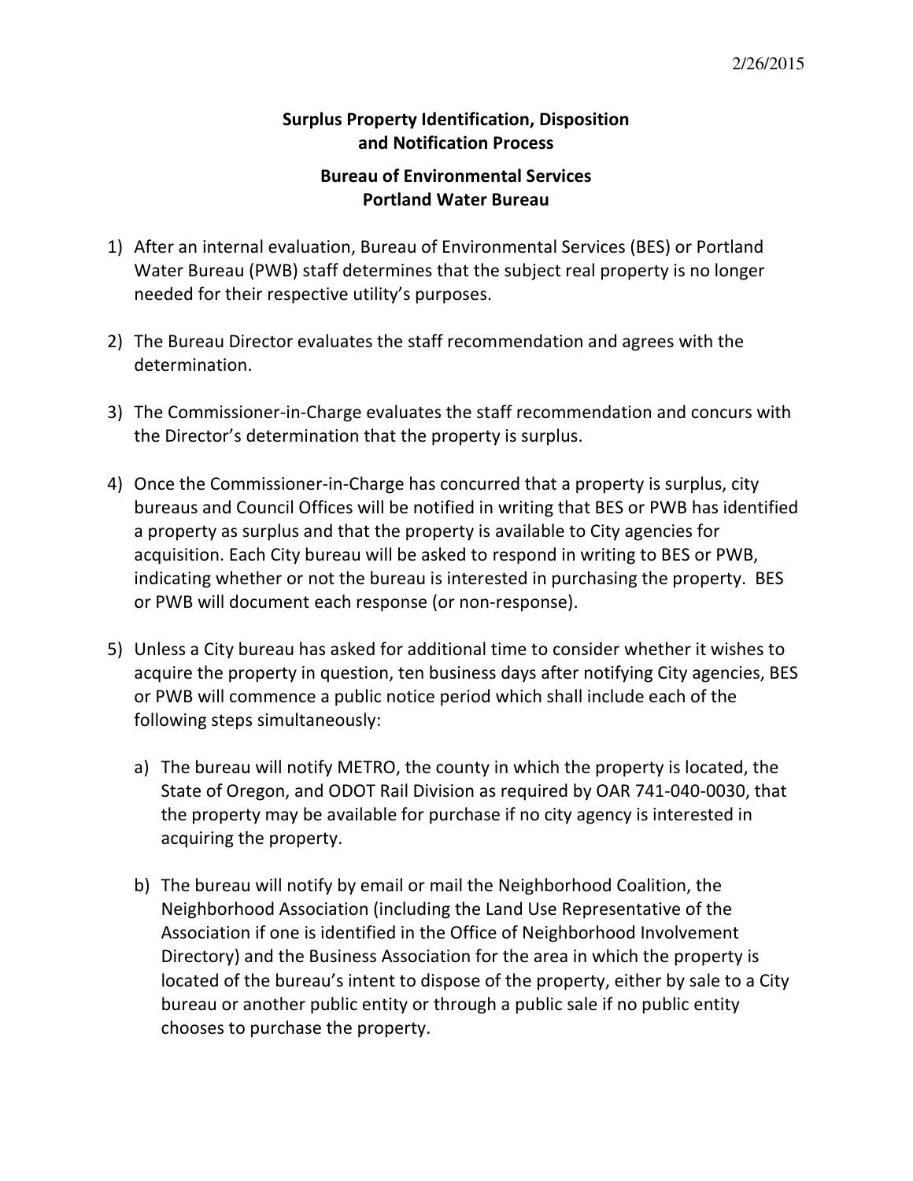2/26/2015

# Surplus Property Identification, Disposition and Notification Process

## Bureau of Environmental Services
## Portland Water Bureau

1) After an internal evaluation, Bureau of Environmental Services (BES) or Portland Water Bureau (PWB) staff determines that the subject real property is no longer needed for their respective utility's purposes.

2) The Bureau Director evaluates the staff recommendation and agrees with the determination.

3) The Commissioner-in-Charge evaluates the staff recommendation and concurs with the Director's determination that the property is surplus.

4) Once the Commissioner-in-Charge has concurred that a property is surplus, city bureaus and Council Offices will be notified in writing that BES or PWB has identified a property as surplus and that the property is available to City agencies for acquisition. Each City bureau will be asked to respond in writing to BES or PWB, indicating whether or not the bureau is interested in purchasing the property. BES or PWB will document each response (or non-response).

5) Unless a City bureau has asked for additional time to consider whether it wishes to acquire the property in question, ten business days after notifying City agencies, BES or PWB will commence a public notice period which shall include each of the following steps simultaneously:

   a) The bureau will notify METRO, the county in which the property is located, the State of Oregon, and ODOT Rail Division as required by OAR 741-040-0030, that the property may be available for purchase if no city agency is interested in acquiring the property.

   b) The bureau will notify by email or mail the Neighborhood Coalition, the Neighborhood Association (including the Land Use Representative of the Association if one is identified in the Office of Neighborhood Involvement Directory) and the Business Association for the area in which the property is located of the bureau's intent to dispose of the property, either by sale to a City bureau or another public entity or through a public sale if no public entity chooses to purchase the property.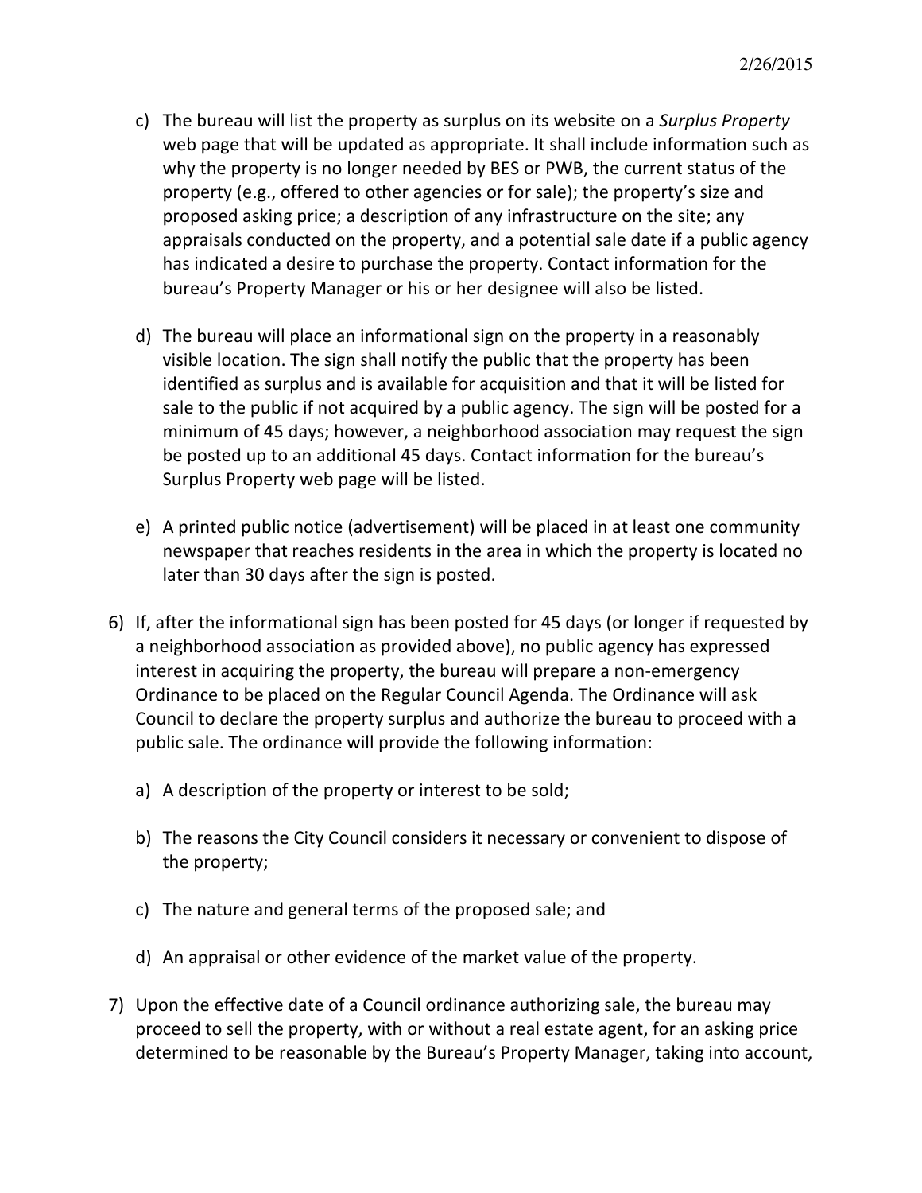c) The bureau will list the property as surplus on its website on a *Surplus Property* web page that will be updated as appropriate. It shall include information such as why the property is no longer needed by BES or PWB, the current status of the property (e.g., offered to other agencies or for sale); the property's size and proposed asking price; a description of any infrastructure on the site; any appraisals conducted on the property, and a potential sale date if a public agency has indicated a desire to purchase the property. Contact information for the bureau's Property Manager or his or her designee will also be listed.

d) The bureau will place an informational sign on the property in a reasonably visible location. The sign shall notify the public that the property has been identified as surplus and is available for acquisition and that it will be listed for sale to the public if not acquired by a public agency. The sign will be posted for a minimum of 45 days; however, a neighborhood association may request the sign be posted up to an additional 45 days. Contact information for the bureau's Surplus Property web page will be listed.

e) A printed public notice (advertisement) will be placed in at least one community newspaper that reaches residents in the area in which the property is located no later than 30 days after the sign is posted.

6) If, after the informational sign has been posted for 45 days (or longer if requested by a neighborhood association as provided above), no public agency has expressed interest in acquiring the property, the bureau will prepare a non-emergency Ordinance to be placed on the Regular Council Agenda. The Ordinance will ask Council to declare the property surplus and authorize the bureau to proceed with a public sale. The ordinance will provide the following information:

   a) A description of the property or interest to be sold;

   b) The reasons the City Council considers it necessary or convenient to dispose of the property;

   c) The nature and general terms of the proposed sale; and

   d) An appraisal or other evidence of the market value of the property.

7) Upon the effective date of a Council ordinance authorizing sale, the bureau may proceed to sell the property, with or without a real estate agent, for an asking price determined to be reasonable by the Bureau's Property Manager, taking into account,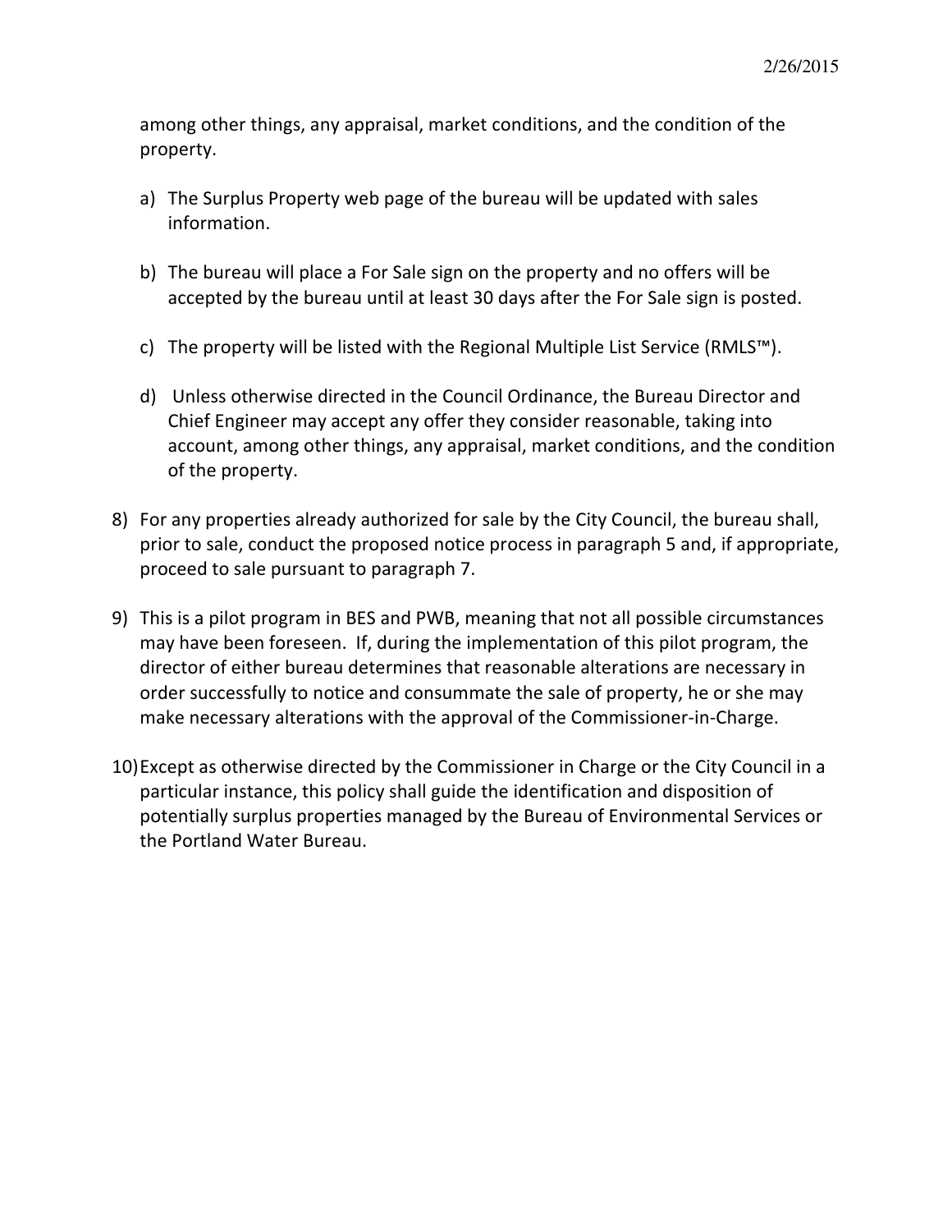among other things, any appraisal, market conditions, and the condition of the property.

a) The Surplus Property web page of the bureau will be updated with sales information.

b) The bureau will place a For Sale sign on the property and no offers will be accepted by the bureau until at least 30 days after the For Sale sign is posted.

c) The property will be listed with the Regional Multiple List Service (RMLS™).

d) Unless otherwise directed in the Council Ordinance, the Bureau Director and Chief Engineer may accept any offer they consider reasonable, taking into account, among other things, any appraisal, market conditions, and the condition of the property.

8) For any properties already authorized for sale by the City Council, the bureau shall, prior to sale, conduct the proposed notice process in paragraph 5 and, if appropriate, proceed to sale pursuant to paragraph 7.

9) This is a pilot program in BES and PWB, meaning that not all possible circumstances may have been foreseen. If, during the implementation of this pilot program, the director of either bureau determines that reasonable alterations are necessary in order successfully to notice and consummate the sale of property, he or she may make necessary alterations with the approval of the Commissioner-in-Charge.

10) Except as otherwise directed by the Commissioner in Charge or the City Council in a particular instance, this policy shall guide the identification and disposition of potentially surplus properties managed by the Bureau of Environmental Services or the Portland Water Bureau.